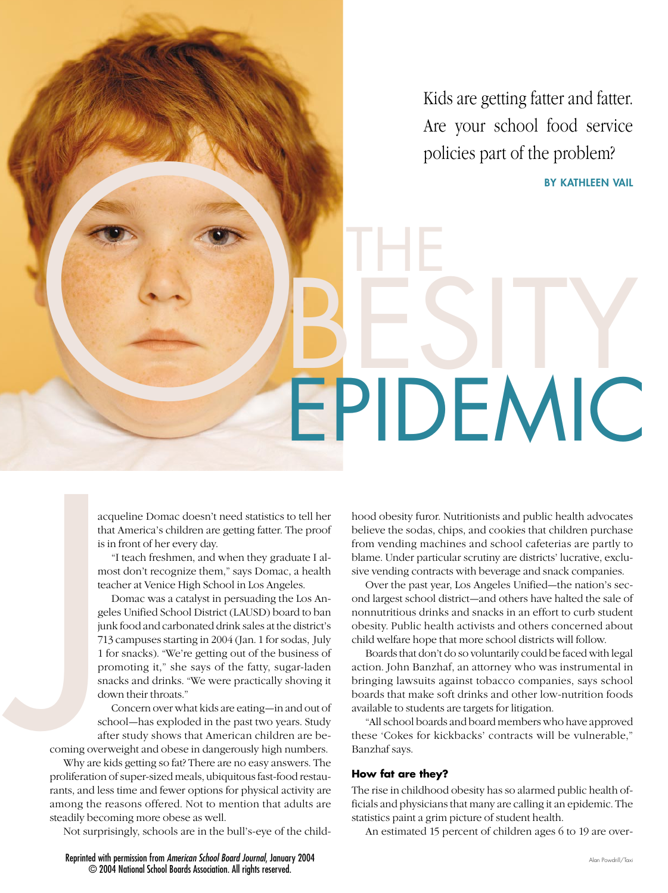Kids are getting fatter and fatter. Are your school food service policies part of the problem?

**BY KATHLEEN VAIL**

# THE OBESITY EPIDEMIC

Jacqueline Domac doesn't need statistics to tell her that America's children are getting fatter. The proof is in front of her every day.

"I teach freshmen, and when they graduate I almost don't recognize them," says Domac, a health teacher at Venice High School in Los Angeles.

Domac was a catalyst in persuading the Los Angeles Unified School District (LAUSD) board to ban junk food and carbonated drink sales at the district's 713 campuses starting in 2004 (Jan. 1 for sodas, July 1 for snacks). "We're getting out of the business of promoting it," she says of the fatty, sugar-laden snacks and drinks. "We were practically shoving it down their throats."

Concern over what kids are eating—in and out of school—has exploded in the past two years. Study after study shows that American children are becoming overweight and obese in dangerously high numbers.

Why are kids getting so fat? There are no easy answers. The proliferation of super-sized meals, ubiquitous fast-food restaurants, and less time and fewer options for physical activity are among the reasons offered. Not to mention that adults are steadily becoming more obese as well.

Not surprisingly, schools are in the bull's-eye of the childhood obesity furor. Nutritionists and public health advocates believe the sodas, chips, and cookies that children purchase from vending machines and school cafeterias are partly to blame. Under particular scrutiny are districts' lucrative, exclusive vending contracts with beverage and snack companies.

Over the past year, Los Angeles Unified—the nation's second largest school district—and others have halted the sale of nonnutritious drinks and snacks in an effort to curb student obesity. Public health activists and others concerned about child welfare hope that more school districts will follow.

Boards that don't do so voluntarily could be faced with legal action. John Banzhaf, an attorney who was instrumental in bringing lawsuits against tobacco companies, says school boards that make soft drinks and other low-nutrition foods available to students are targets for litigation.

"All school boards and board members who have approved these 'Cokes for kickbacks' contracts will be vulnerable," Banzhaf says.

### How fat are they?

The rise in childhood obesity has so alarmed public health officials and physicians that many are calling it an epidemic. The statistics paint a grim picture of student health.

An estimated 15 percent of children ages 6 to 19 are over-

Reprinted with permission from *American School Board Journal*, January 2004
© 2004 National School Boards Association. All rights reserved.

Alan Powdrill/Taxi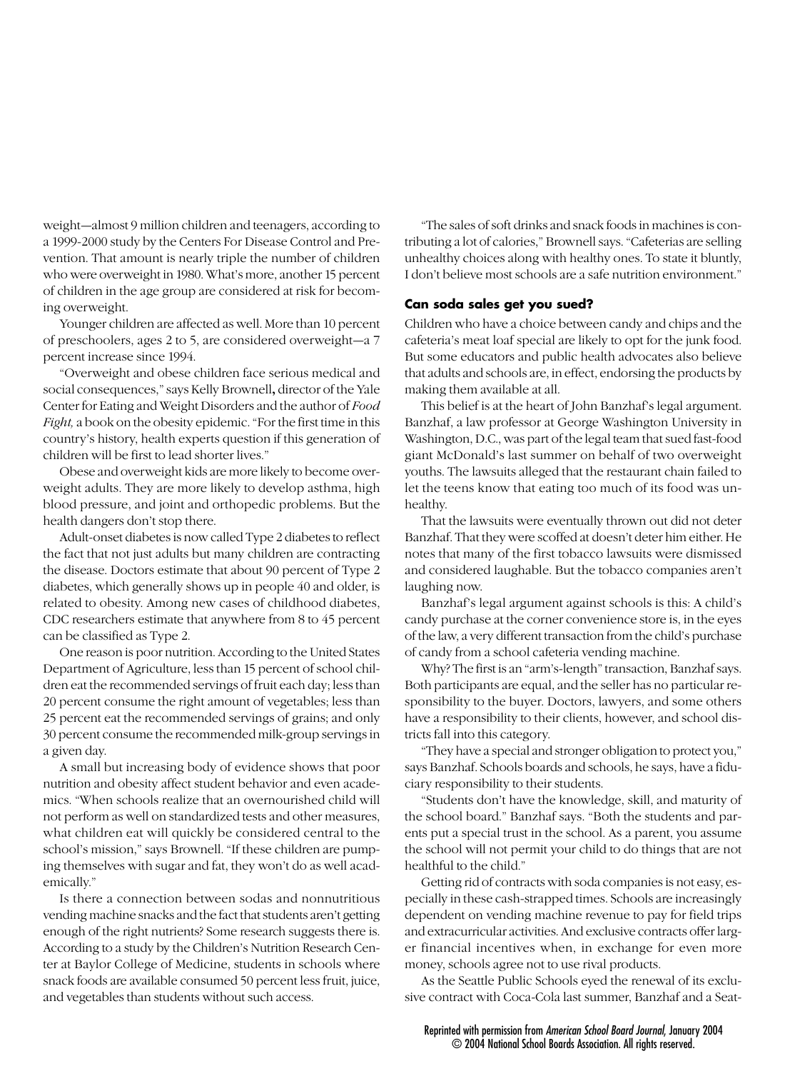weight—almost 9 million children and teenagers, according to a 1999-2000 study by the Centers For Disease Control and Prevention. That amount is nearly triple the number of children who were overweight in 1980. What's more, another 15 percent of children in the age group are considered at risk for becoming overweight.

Younger children are affected as well. More than 10 percent of preschoolers, ages 2 to 5, are considered overweight—a 7 percent increase since 1994.

"Overweight and obese children face serious medical and social consequences," says Kelly Brownell**,** director of the Yale Center for Eating and Weight Disorders and the author of *Food Fight,* a book on the obesity epidemic. "For the first time in this country's history, health experts question if this generation of children will be first to lead shorter lives."

Obese and overweight kids are more likely to become overweight adults. They are more likely to develop asthma, high blood pressure, and joint and orthopedic problems. But the health dangers don't stop there.

Adult-onset diabetes is now called Type 2 diabetes to reflect the fact that not just adults but many children are contracting the disease. Doctors estimate that about 90 percent of Type 2 diabetes, which generally shows up in people 40 and older, is related to obesity. Among new cases of childhood diabetes, CDC researchers estimate that anywhere from 8 to 45 percent can be classified as Type 2.

One reason is poor nutrition. According to the United States Department of Agriculture, less than 15 percent of school children eat the recommended servings of fruit each day; less than 20 percent consume the right amount of vegetables; less than 25 percent eat the recommended servings of grains; and only 30 percent consume the recommended milk-group servings in a given day.

A small but increasing body of evidence shows that poor nutrition and obesity affect student behavior and even academics. "When schools realize that an overnourished child will not perform as well on standardized tests and other measures, what children eat will quickly be considered central to the school's mission," says Brownell. "If these children are pumping themselves with sugar and fat, they won't do as well academically."

Is there a connection between sodas and nonnutritious vending machine snacks and the fact that students aren't getting enough of the right nutrients? Some research suggests there is. According to a study by the Children's Nutrition Research Center at Baylor College of Medicine, students in schools where snack foods are available consumed 50 percent less fruit, juice, and vegetables than students without such access.

"The sales of soft drinks and snack foods in machines is contributing a lot of calories," Brownell says. "Cafeterias are selling unhealthy choices along with healthy ones. To state it bluntly, I don't believe most schools are a safe nutrition environment."

### Can soda sales get you sued?

Children who have a choice between candy and chips and the cafeteria's meat loaf special are likely to opt for the junk food. But some educators and public health advocates also believe that adults and schools are, in effect, endorsing the products by making them available at all.

This belief is at the heart of John Banzhaf's legal argument. Banzhaf, a law professor at George Washington University in Washington, D.C., was part of the legal team that sued fast-food giant McDonald's last summer on behalf of two overweight youths. The lawsuits alleged that the restaurant chain failed to let the teens know that eating too much of its food was unhealthy.

That the lawsuits were eventually thrown out did not deter Banzhaf. That they were scoffed at doesn't deter him either. He notes that many of the first tobacco lawsuits were dismissed and considered laughable. But the tobacco companies aren't laughing now.

Banzhaf's legal argument against schools is this: A child's candy purchase at the corner convenience store is, in the eyes of the law, a very different transaction from the child's purchase of candy from a school cafeteria vending machine.

Why? The first is an "arm's-length" transaction, Banzhaf says. Both participants are equal, and the seller has no particular responsibility to the buyer. Doctors, lawyers, and some others have a responsibility to their clients, however, and school districts fall into this category.

"They have a special and stronger obligation to protect you," says Banzhaf. Schools boards and schools, he says, have a fiduciary responsibility to their students.

"Students don't have the knowledge, skill, and maturity of the school board." Banzhaf says. "Both the students and parents put a special trust in the school. As a parent, you assume the school will not permit your child to do things that are not healthful to the child."

Getting rid of contracts with soda companies is not easy, especially in these cash-strapped times. Schools are increasingly dependent on vending machine revenue to pay for field trips and extracurricular activities. And exclusive contracts offer larger financial incentives when, in exchange for even more money, schools agree not to use rival products.

As the Seattle Public Schools eyed the renewal of its exclusive contract with Coca-Cola last summer, Banzhaf and a Seat-

Reprinted with permission from *American School Board Journal,* January 2004
© 2004 National School Boards Association. All rights reserved.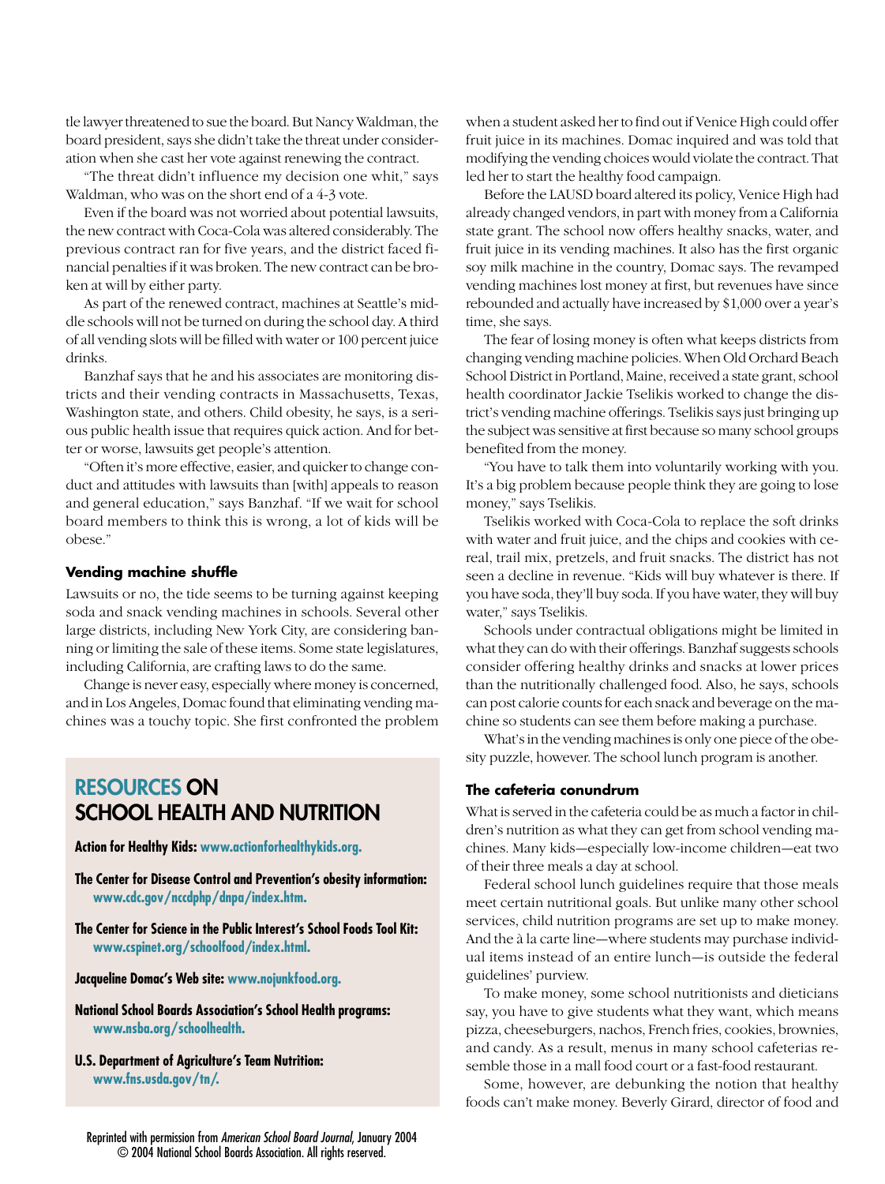tle lawyer threatened to sue the board. But Nancy Waldman, the board president, says she didn't take the threat under consideration when she cast her vote against renewing the contract.

"The threat didn't influence my decision one whit," says Waldman, who was on the short end of a 4-3 vote.

Even if the board was not worried about potential lawsuits, the new contract with Coca-Cola was altered considerably. The previous contract ran for five years, and the district faced financial penalties if it was broken. The new contract can be broken at will by either party.

As part of the renewed contract, machines at Seattle's middle schools will not be turned on during the school day. A third of all vending slots will be filled with water or 100 percent juice drinks.

Banzhaf says that he and his associates are monitoring districts and their vending contracts in Massachusetts, Texas, Washington state, and others. Child obesity, he says, is a serious public health issue that requires quick action. And for better or worse, lawsuits get people's attention.

"Often it's more effective, easier, and quicker to change conduct and attitudes with lawsuits than [with] appeals to reason and general education," says Banzhaf. "If we wait for school board members to think this is wrong, a lot of kids will be obese."

### Vending machine shuffle

Lawsuits or no, the tide seems to be turning against keeping soda and snack vending machines in schools. Several other large districts, including New York City, are considering banning or limiting the sale of these items. Some state legislatures, including California, are crafting laws to do the same.

Change is never easy, especially where money is concerned, and in Los Angeles, Domac found that eliminating vending machines was a touchy topic. She first confronted the problem when a student asked her to find out if Venice High could offer fruit juice in its machines. Domac inquired and was told that modifying the vending choices would violate the contract. That led her to start the healthy food campaign.

Before the LAUSD board altered its policy, Venice High had already changed vendors, in part with money from a California state grant. The school now offers healthy snacks, water, and fruit juice in its vending machines. It also has the first organic soy milk machine in the country, Domac says. The revamped vending machines lost money at first, but revenues have since rebounded and actually have increased by $1,000 over a year's time, she says.

The fear of losing money is often what keeps districts from changing vending machine policies. When Old Orchard Beach School District in Portland, Maine, received a state grant, school health coordinator Jackie Tselikis worked to change the district's vending machine offerings. Tselikis says just bringing up the subject was sensitive at first because so many school groups benefited from the money.

"You have to talk them into voluntarily working with you. It's a big problem because people think they are going to lose money," says Tselikis.

Tselikis worked with Coca-Cola to replace the soft drinks with water and fruit juice, and the chips and cookies with cereal, trail mix, pretzels, and fruit snacks. The district has not seen a decline in revenue. "Kids will buy whatever is there. If you have soda, they'll buy soda. If you have water, they will buy water," says Tselikis.

Schools under contractual obligations might be limited in what they can do with their offerings. Banzhaf suggests schools consider offering healthy drinks and snacks at lower prices than the nutritionally challenged food. Also, he says, schools can post calorie counts for each snack and beverage on the machine so students can see them before making a purchase.

What's in the vending machines is only one piece of the obesity puzzle, however. The school lunch program is another.

### The cafeteria conundrum

What is served in the cafeteria could be as much a factor in children's nutrition as what they can get from school vending machines. Many kids—especially low-income children—eat two of their three meals a day at school.

Federal school lunch guidelines require that those meals meet certain nutritional goals. But unlike many other school services, child nutrition programs are set up to make money. And the à la carte line—where students may purchase individual items instead of an entire lunch—is outside the federal guidelines' purview.

To make money, some school nutritionists and dieticians say, you have to give students what they want, which means pizza, cheeseburgers, nachos, French fries, cookies, brownies, and candy. As a result, menus in many school cafeterias resemble those in a mall food court or a fast-food restaurant.

Some, however, are debunking the notion that healthy foods can't make money. Beverly Girard, director of food and

## RESOURCES ON SCHOOL HEALTH AND NUTRITION

**Action for Healthy Kids:** www.actionforhealthykids.org.

**The Center for Disease Control and Prevention's obesity information:** www.cdc.gov/nccdphp/dnpa/index.htm.

**The Center for Science in the Public Interest's School Foods Tool Kit:** www.cspinet.org/schoolfood/index.html.

**Jacqueline Domac's Web site:** www.nojunkfood.org.

**National School Boards Association's School Health programs:** www.nsba.org/schoolhealth.

**U.S. Department of Agriculture's Team Nutrition:** www.fns.usda.gov/tn/.

Reprinted with permission from *American School Board Journal*, January 2004
© 2004 National School Boards Association. All rights reserved.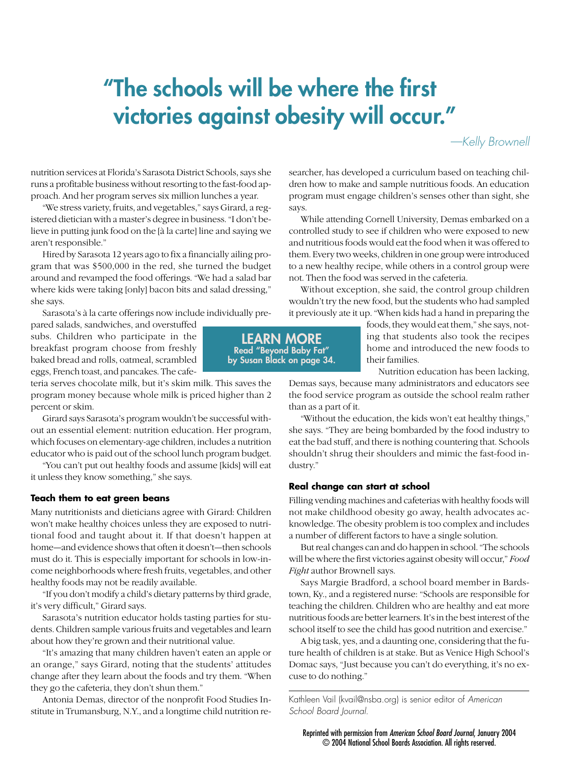# "The schools will be where the first victories against obesity will occur."

*—Kelly Brownell*

nutrition services at Florida's Sarasota District Schools, says she runs a profitable business without resorting to the fast-food approach. And her program serves six million lunches a year.

"We stress variety, fruits, and vegetables," says Girard, a registered dietician with a master's degree in business. "I don't believe in putting junk food on the [à la carte] line and saying we aren't responsible."

Hired by Sarasota 12 years ago to fix a financially ailing program that was $500,000 in the red, she turned the budget around and revamped the food offerings. "We had a salad bar where kids were taking [only] bacon bits and salad dressing," she says.

Sarasota's à la carte offerings now include individually prepared salads, sandwiches, and overstuffed subs. Children who participate in the breakfast program choose from freshly baked bread and rolls, oatmeal, scrambled eggs, French toast, and pancakes. The cafeteria serves chocolate milk, but it's skim milk. This saves the program money because whole milk is priced higher than 2 percent or skim.

Girard says Sarasota's program wouldn't be successful without an essential element: nutrition education. Her program, which focuses on elementary-age children, includes a nutrition educator who is paid out of the school lunch program budget.

"You can't put out healthy foods and assume [kids] will eat it unless they know something," she says.

**LEARN MORE**
**Read "Beyond Baby Fat" by Susan Black on page 34.**

### Teach them to eat green beans

Many nutritionists and dieticians agree with Girard: Children won't make healthy choices unless they are exposed to nutritional food and taught about it. If that doesn't happen at home—and evidence shows that often it doesn't—then schools must do it. This is especially important for schools in low-income neighborhoods where fresh fruits, vegetables, and other healthy foods may not be readily available.

"If you don't modify a child's dietary patterns by third grade, it's very difficult," Girard says.

Sarasota's nutrition educator holds tasting parties for students. Children sample various fruits and vegetables and learn about how they're grown and their nutritional value.

"It's amazing that many children haven't eaten an apple or an orange," says Girard, noting that the students' attitudes change after they learn about the foods and try them. "When they go the cafeteria, they don't shun them."

Antonia Demas, director of the nonprofit Food Studies Institute in Trumansburg, N.Y., and a longtime child nutrition researcher, has developed a curriculum based on teaching children how to make and sample nutritious foods. An education program must engage children's senses other than sight, she says.

While attending Cornell University, Demas embarked on a controlled study to see if children who were exposed to new and nutritious foods would eat the food when it was offered to them. Every two weeks, children in one group were introduced to a new healthy recipe, while others in a control group were not. Then the food was served in the cafeteria.

Without exception, she said, the control group children wouldn't try the new food, but the students who had sampled it previously ate it up. "When kids had a hand in preparing the foods, they would eat them," she says, noting that students also took the recipes home and introduced the new foods to their families.

Nutrition education has been lacking, Demas says, because many administrators and educators see the food service program as outside the school realm rather than as a part of it.

"Without the education, the kids won't eat healthy things," she says. "They are being bombarded by the food industry to eat the bad stuff, and there is nothing countering that. Schools shouldn't shrug their shoulders and mimic the fast-food industry."

### Real change can start at school

Filling vending machines and cafeterias with healthy foods will not make childhood obesity go away, health advocates acknowledge. The obesity problem is too complex and includes a number of different factors to have a single solution.

But real changes can and do happen in school. "The schools will be where the first victories against obesity will occur," *Food Fight* author Brownell says.

Says Margie Bradford, a school board member in Bardstown, Ky., and a registered nurse: "Schools are responsible for teaching the children. Children who are healthy and eat more nutritious foods are better learners. It's in the best interest of the school itself to see the child has good nutrition and exercise."

A big task, yes, and a daunting one, considering that the future health of children is at stake. But as Venice High School's Domac says, "Just because you can't do everything, it's no excuse to do nothing."

---

Kathleen Vail (kvail@nsba.org) is senior editor of *American School Board Journal*.

Reprinted with permission from *American School Board Journal*, January 2004
© 2004 National School Boards Association. All rights reserved.